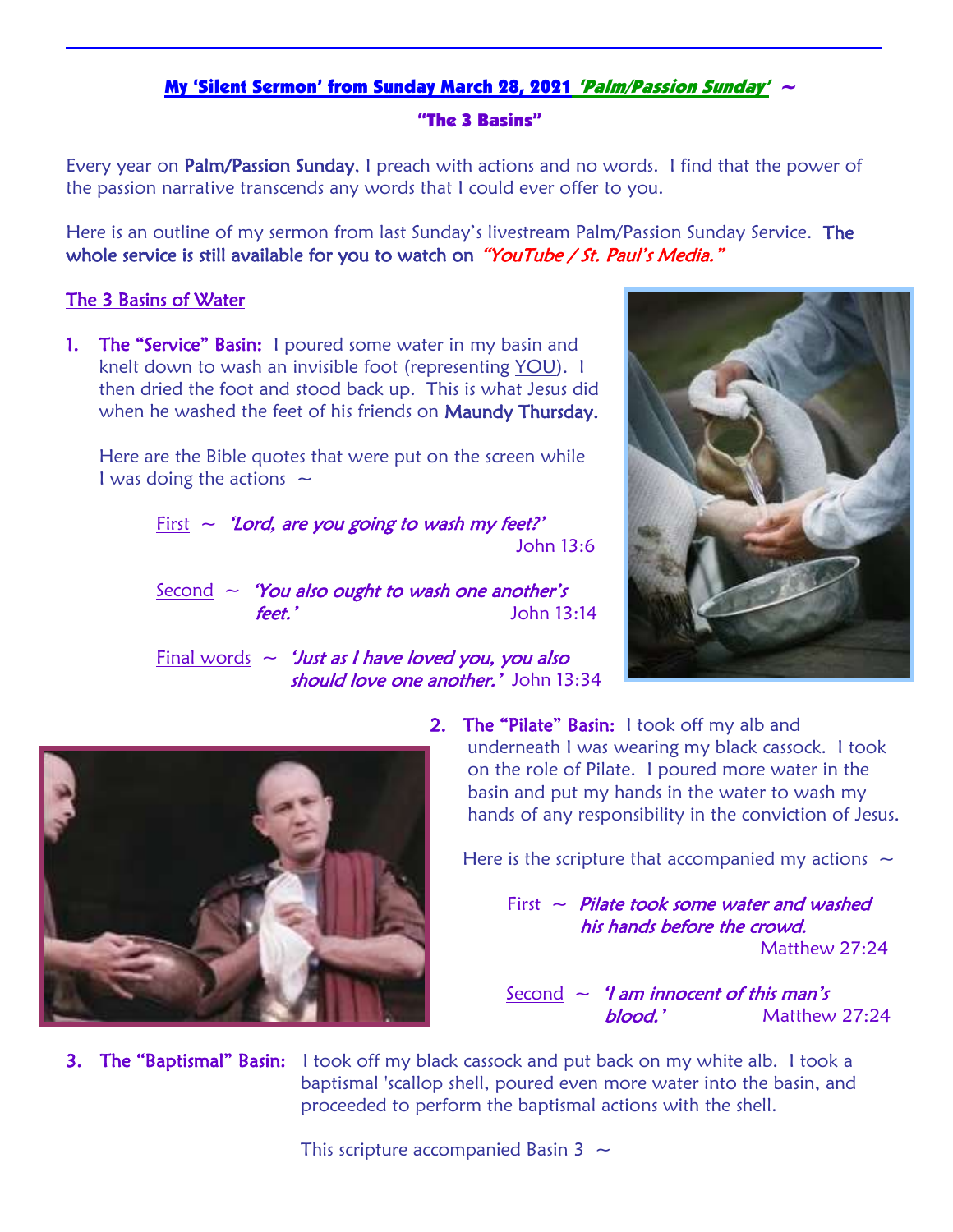**My 'Silent Sermon' from Sunday March 28, 2021 *'Palm/Passion Sunday'* ~**

**"The 3 Basins"**

Every year on Palm/Passion Sunday, I preach with actions and no words. I find that the power of the passion narrative transcends any words that I could ever offer to you.

Here is an outline of my sermon from last Sunday's livestream Palm/Passion Sunday Service. The whole service is still available for you to watch on *"YouTube / St. Paul's Media."*

## The 3 Basins of Water

1. **The "Service" Basin:** I poured some water in my basin and knelt down to wash an invisible foot (representing YOU). I then dried the foot and stood back up. This is what Jesus did when he washed the feet of his friends on Maundy Thursday.

   Here are the Bible quotes that were put on the screen while I was doing the actions ~

   First ~ *'Lord, are you going to wash my feet?'* John 13:6

   Second ~ *'You also ought to wash one another's feet.'* John 13:14

   Final words ~ *'Just as I have loved you, you also should love one another.'* John 13:34

2. **The "Pilate" Basin:** I took off my alb and underneath I was wearing my black cassock. I took on the role of Pilate. I poured more water in the basin and put my hands in the water to wash my hands of any responsibility in the conviction of Jesus.

   Here is the scripture that accompanied my actions ~

   First ~ *Pilate took some water and washed his hands before the crowd.* Matthew 27:24

   Second ~ *'I am innocent of this man's blood.'* Matthew 27:24

3. **The "Baptismal" Basin:** I took off my black cassock and put back on my white alb. I took a baptismal 'scallop shell, poured even more water into the basin, and proceeded to perform the baptismal actions with the shell.

   This scripture accompanied Basin 3 ~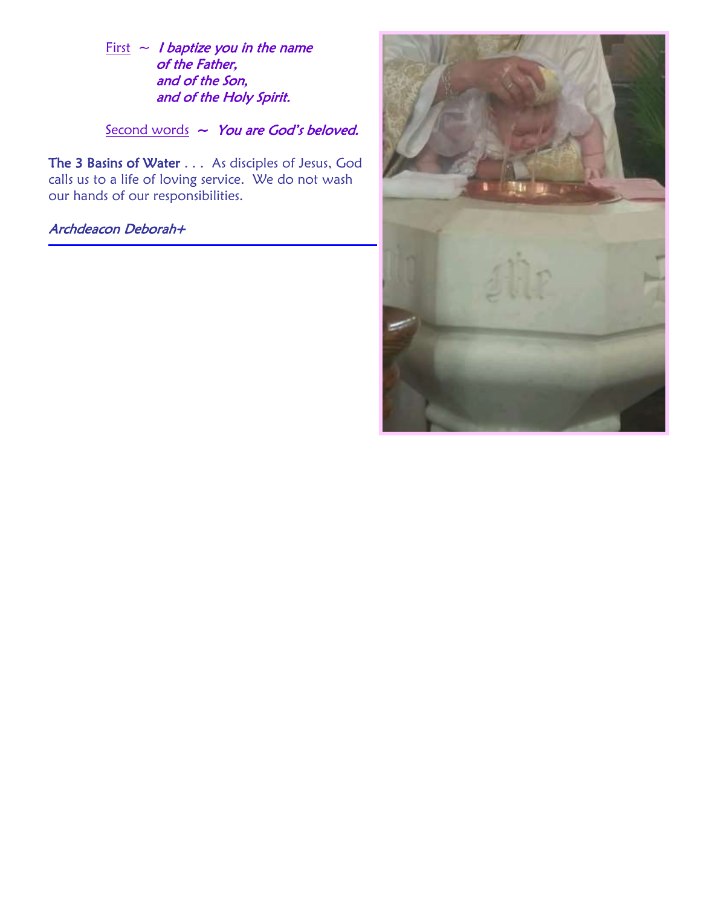First ~ *I baptize you in the name*
*of the Father,*
*and of the Son,*
*and of the Holy Spirit.*

Second words ~ ***You are God's beloved.***

**The 3 Basins of Water** . . . As disciples of Jesus, God calls us to a life of loving service. We do not wash our hands of our responsibilities.

*Archdeacon Deborah+*